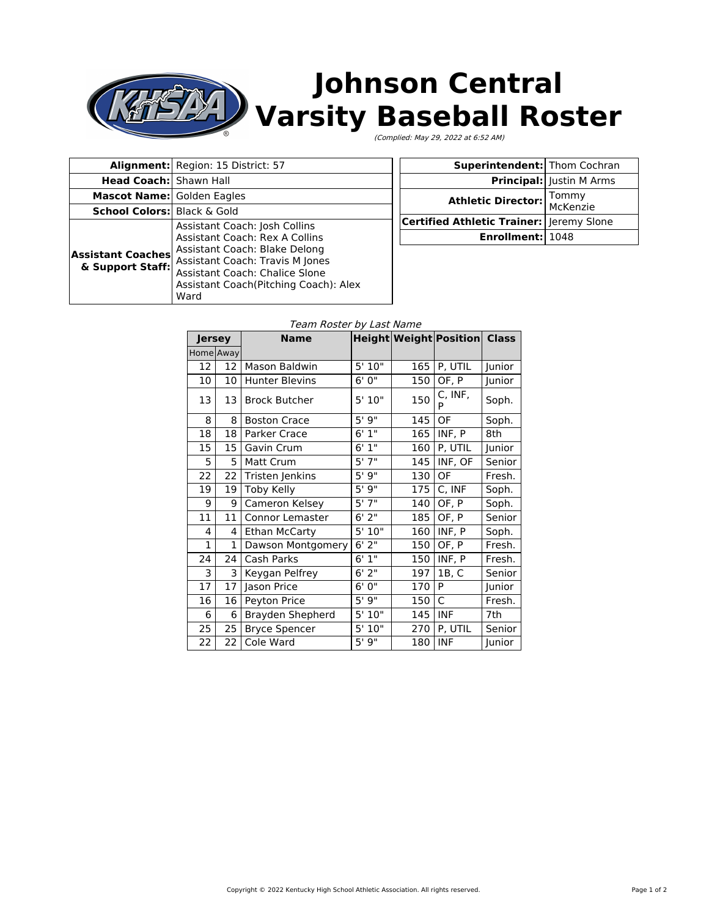# Johnson Central Varsity Baseball Roster

*(Complied: May 29, 2022 at 6:52 AM)*

| | |
|---|---|
| **Alignment:** | Region: 15 District: 57 |
| **Head Coach:** | Shawn Hall |
| **Mascot Name:** | Golden Eagles |
| **School Colors:** | Black & Gold |
| **Assistant Coaches & Support Staff:** | Assistant Coach: Josh Collins<br>Assistant Coach: Rex A Collins<br>Assistant Coach: Blake Delong<br>Assistant Coach: Travis M Jones<br>Assistant Coach: Chalice Slone<br>Assistant Coach(Pitching Coach): Alex Ward |

| | |
|---|---|
| **Superintendent:** | Thom Cochran |
| **Principal:** | Justin M Arms |
| **Athletic Director:** | Tommy McKenzie |
| **Certified Athletic Trainer:** | Jeremy Slone |
| **Enrollment:** | 1048 |

*Team Roster by Last Name*

| Jersey | | Name | Height | Weight | Position | Class |
|---|---|---|---|---|---|---|
| Home | Away | | | | | |
| 12 | 12 | Mason Baldwin | 5' 10" | 165 | P, UTIL | Junior |
| 10 | 10 | Hunter Blevins | 6' 0" | 150 | OF, P | Junior |
| 13 | 13 | Brock Butcher | 5' 10" | 150 | C, INF, P | Soph. |
| 8 | 8 | Boston Crace | 5' 9" | 145 | OF | Soph. |
| 18 | 18 | Parker Crace | 6' 1" | 165 | INF, P | 8th |
| 15 | 15 | Gavin Crum | 6' 1" | 160 | P, UTIL | Junior |
| 5 | 5 | Matt Crum | 5' 7" | 145 | INF, OF | Senior |
| 22 | 22 | Tristen Jenkins | 5' 9" | 130 | OF | Fresh. |
| 19 | 19 | Toby Kelly | 5' 9" | 175 | C, INF | Soph. |
| 9 | 9 | Cameron Kelsey | 5' 7" | 140 | OF, P | Soph. |
| 11 | 11 | Connor Lemaster | 6' 2" | 185 | OF, P | Senior |
| 4 | 4 | Ethan McCarty | 5' 10" | 160 | INF, P | Soph. |
| 1 | 1 | Dawson Montgomery | 6' 2" | 150 | OF, P | Fresh. |
| 24 | 24 | Cash Parks | 6' 1" | 150 | INF, P | Fresh. |
| 3 | 3 | Keygan Pelfrey | 6' 2" | 197 | 1B, C | Senior |
| 17 | 17 | Jason Price | 6' 0" | 170 | P | Junior |
| 16 | 16 | Peyton Price | 5' 9" | 150 | C | Fresh. |
| 6 | 6 | Brayden Shepherd | 5' 10" | 145 | INF | 7th |
| 25 | 25 | Bryce Spencer | 5' 10" | 270 | P, UTIL | Senior |
| 22 | 22 | Cole Ward | 5' 9" | 180 | INF | Junior |

Copyright © 2022 Kentucky High School Athletic Association. All rights reserved.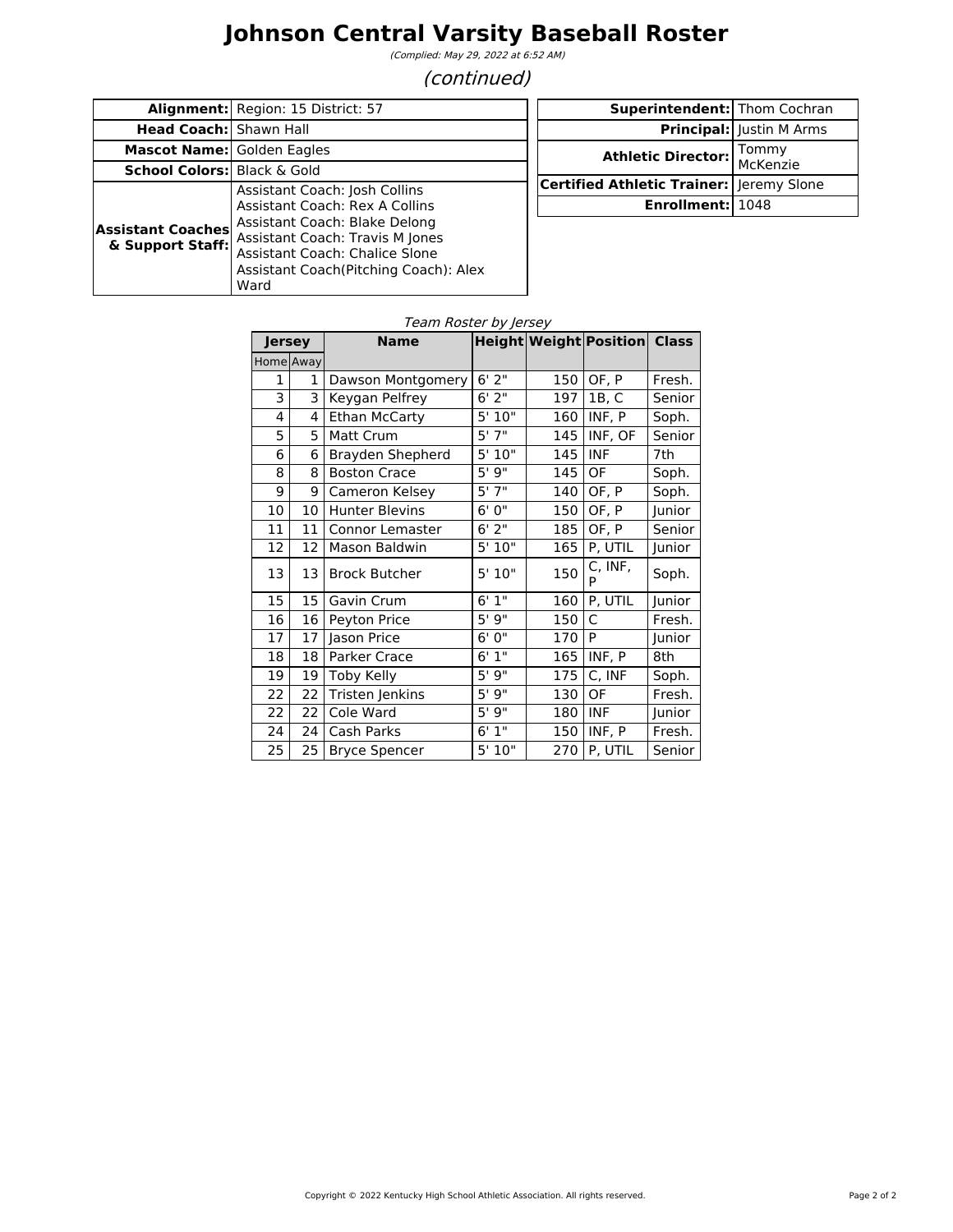# Johnson Central Varsity Baseball Roster

*(Complied: May 29, 2022 at 6:52 AM)*

## *(continued)*

| | |
|---|---|
| **Alignment:** | Region: 15 District: 57 |
| **Head Coach:** | Shawn Hall |
| **Mascot Name:** | Golden Eagles |
| **School Colors:** | Black & Gold |
| **Assistant Coaches & Support Staff:** | Assistant Coach: Josh Collins<br>Assistant Coach: Rex A Collins<br>Assistant Coach: Blake Delong<br>Assistant Coach: Travis M Jones<br>Assistant Coach: Chalice Slone<br>Assistant Coach(Pitching Coach): Alex Ward |

| | |
|---|---|
| **Superintendent:** | Thom Cochran |
| **Principal:** | Justin M Arms |
| **Athletic Director:** | Tommy McKenzie |
| **Certified Athletic Trainer:** | Jeremy Slone |
| **Enrollment:** | 1048 |

*Team Roster by Jersey*

| Jersey | | Name | Height | Weight | Position | Class |
|---|---|---|---|---|---|---|
| Home | Away | | | | | |
| 1 | 1 | Dawson Montgomery | 6' 2" | 150 | OF, P | Fresh. |
| 3 | 3 | Keygan Pelfrey | 6' 2" | 197 | 1B, C | Senior |
| 4 | 4 | Ethan McCarty | 5' 10" | 160 | INF, P | Soph. |
| 5 | 5 | Matt Crum | 5' 7" | 145 | INF, OF | Senior |
| 6 | 6 | Brayden Shepherd | 5' 10" | 145 | INF | 7th |
| 8 | 8 | Boston Crace | 5' 9" | 145 | OF | Soph. |
| 9 | 9 | Cameron Kelsey | 5' 7" | 140 | OF, P | Soph. |
| 10 | 10 | Hunter Blevins | 6' 0" | 150 | OF, P | Junior |
| 11 | 11 | Connor Lemaster | 6' 2" | 185 | OF, P | Senior |
| 12 | 12 | Mason Baldwin | 5' 10" | 165 | P, UTIL | Junior |
| 13 | 13 | Brock Butcher | 5' 10" | 150 | C, INF, P | Soph. |
| 15 | 15 | Gavin Crum | 6' 1" | 160 | P, UTIL | Junior |
| 16 | 16 | Peyton Price | 5' 9" | 150 | C | Fresh. |
| 17 | 17 | Jason Price | 6' 0" | 170 | P | Junior |
| 18 | 18 | Parker Crace | 6' 1" | 165 | INF, P | 8th |
| 19 | 19 | Toby Kelly | 5' 9" | 175 | C, INF | Soph. |
| 22 | 22 | Tristen Jenkins | 5' 9" | 130 | OF | Fresh. |
| 22 | 22 | Cole Ward | 5' 9" | 180 | INF | Junior |
| 24 | 24 | Cash Parks | 6' 1" | 150 | INF, P | Fresh. |
| 25 | 25 | Bryce Spencer | 5' 10" | 270 | P, UTIL | Senior |

Copyright © 2022 Kentucky High School Athletic Association. All rights reserved.